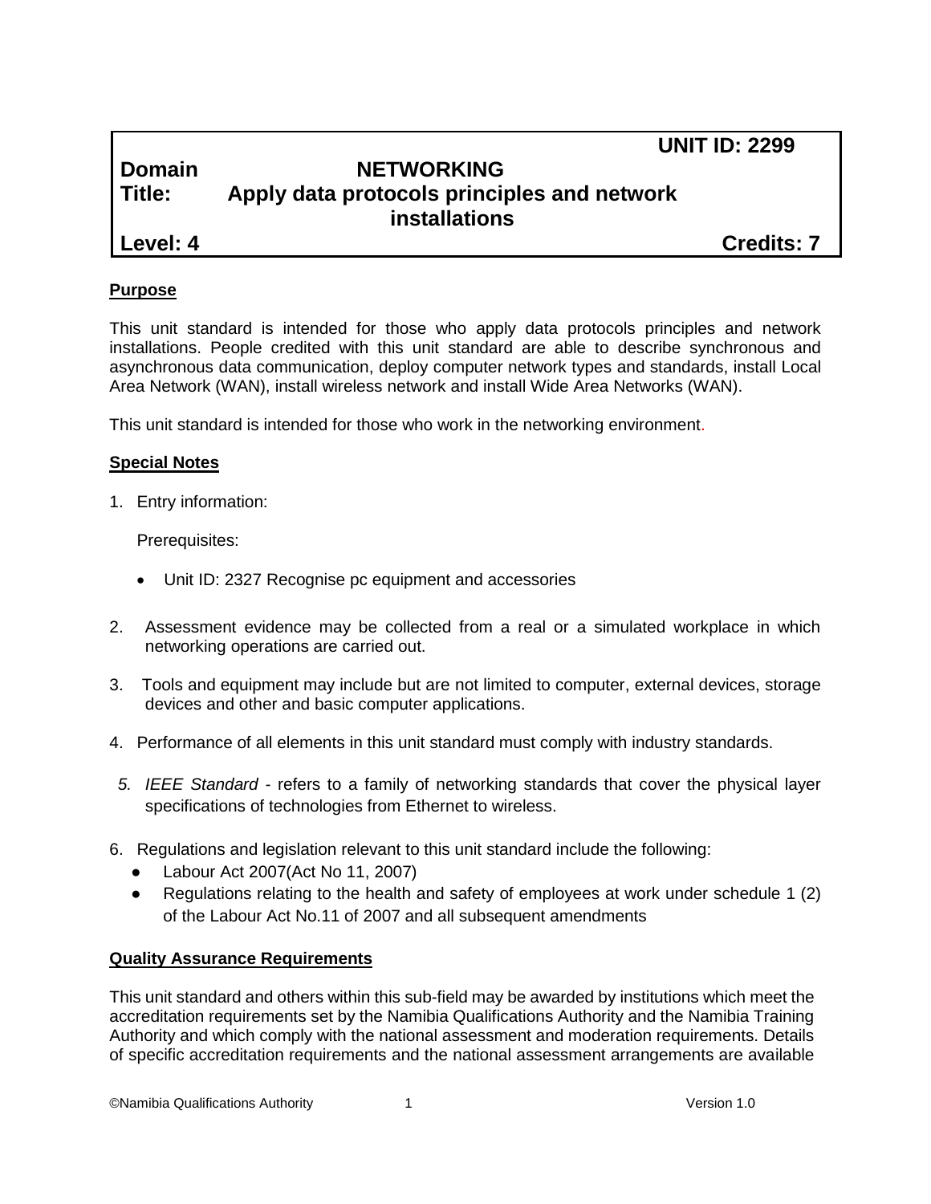**UNIT ID: 2299**

**Domain** **NETWORKING**

**Title:** **Apply data protocols principles and network installations**

**Level: 4** **Credits: 7**

## Purpose

This unit standard is intended for those who apply data protocols principles and network installations. People credited with this unit standard are able to describe synchronous and asynchronous data communication, deploy computer network types and standards, install Local Area Network (WAN), install wireless network and install Wide Area Networks (WAN).

This unit standard is intended for those who work in the networking environment.

## Special Notes

1. Entry information:

   Prerequisites:

   - Unit ID: 2327 Recognise pc equipment and accessories

2. Assessment evidence may be collected from a real or a simulated workplace in which networking operations are carried out.

3. Tools and equipment may include but are not limited to computer, external devices, storage devices and other and basic computer applications.

4. Performance of all elements in this unit standard must comply with industry standards.

5. *IEEE Standard* - refers to a family of networking standards that cover the physical layer specifications of technologies from Ethernet to wireless.

6. Regulations and legislation relevant to this unit standard include the following:
   - Labour Act 2007(Act No 11, 2007)
   - Regulations relating to the health and safety of employees at work under schedule 1 (2) of the Labour Act No.11 of 2007 and all subsequent amendments

## Quality Assurance Requirements

This unit standard and others within this sub-field may be awarded by institutions which meet the accreditation requirements set by the Namibia Qualifications Authority and the Namibia Training Authority and which comply with the national assessment and moderation requirements. Details of specific accreditation requirements and the national assessment arrangements are available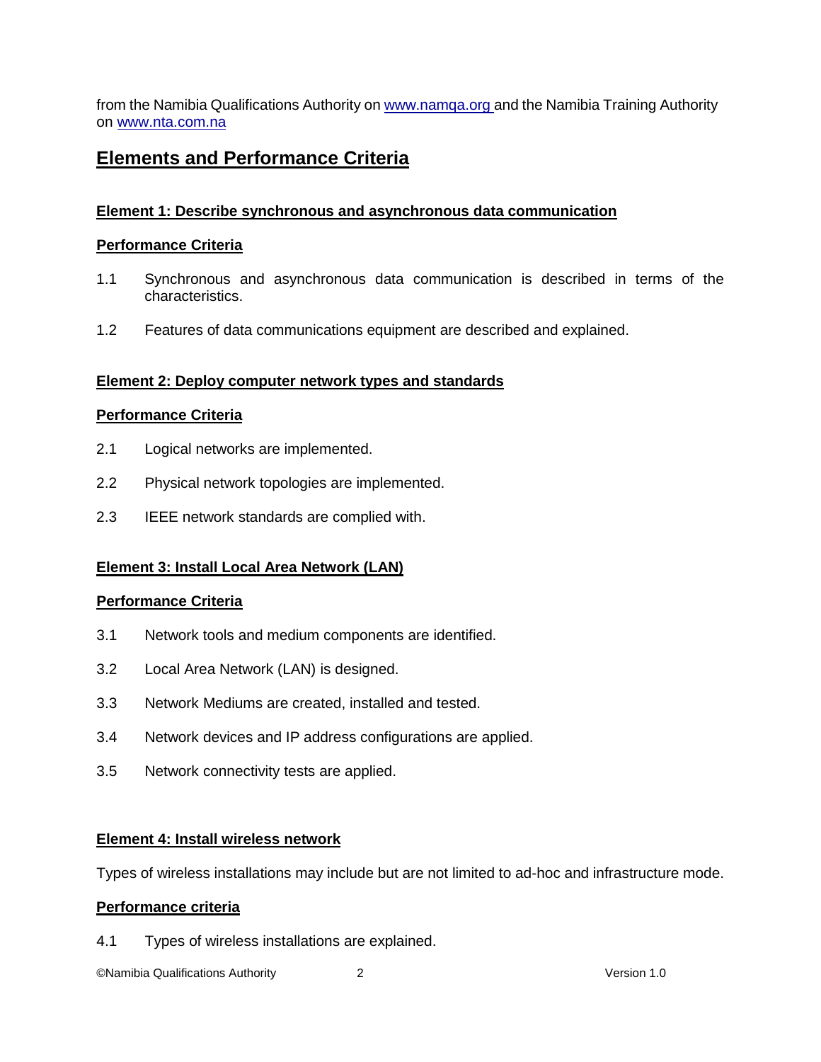from the Namibia Qualifications Authority on [www.namqa.org](http://www.namqa.org) and the Namibia Training Authority on [www.nta.com.na](http://www.nta.com.na)

## Elements and Performance Criteria

### Element 1: Describe synchronous and asynchronous data communication

**Performance Criteria**

1.1 Synchronous and asynchronous data communication is described in terms of the characteristics.

1.2 Features of data communications equipment are described and explained.

### Element 2: Deploy computer network types and standards

**Performance Criteria**

2.1 Logical networks are implemented.

2.2 Physical network topologies are implemented.

2.3 IEEE network standards are complied with.

### Element 3: Install Local Area Network (LAN)

**Performance Criteria**

3.1 Network tools and medium components are identified.

3.2 Local Area Network (LAN) is designed.

3.3 Network Mediums are created, installed and tested.

3.4 Network devices and IP address configurations are applied.

3.5 Network connectivity tests are applied.

### Element 4: Install wireless network

Types of wireless installations may include but are not limited to ad-hoc and infrastructure mode.

**Performance criteria**

4.1 Types of wireless installations are explained.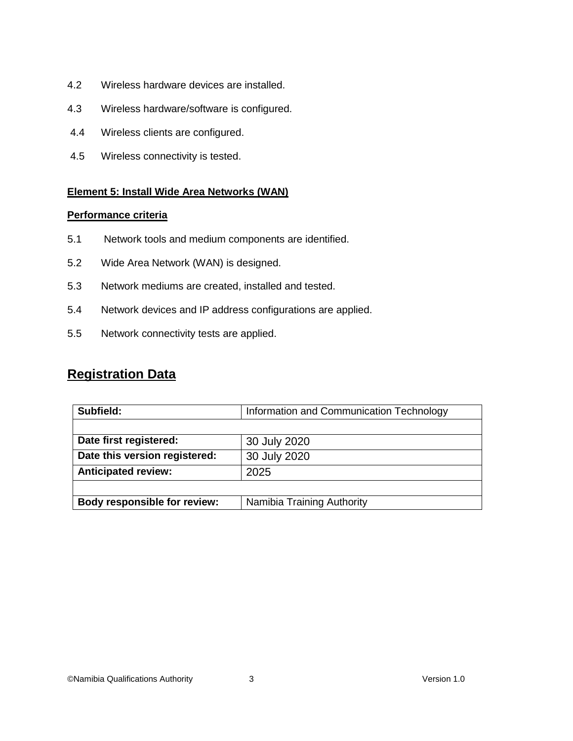4.2 Wireless hardware devices are installed.

4.3 Wireless hardware/software is configured.

4.4 Wireless clients are configured.

4.5 Wireless connectivity is tested.

**Element 5: Install Wide Area Networks (WAN)**

**Performance criteria**

5.1 Network tools and medium components are identified.

5.2 Wide Area Network (WAN) is designed.

5.3 Network mediums are created, installed and tested.

5.4 Network devices and IP address configurations are applied.

5.5 Network connectivity tests are applied.

## Registration Data

| | |
|---|---|
| **Subfield:** | Information and Communication Technology |
| | |
| **Date first registered:** | 30 July 2020 |
| **Date this version registered:** | 30 July 2020 |
| **Anticipated review:** | 2025 |
| | |
| **Body responsible for review:** | Namibia Training Authority |